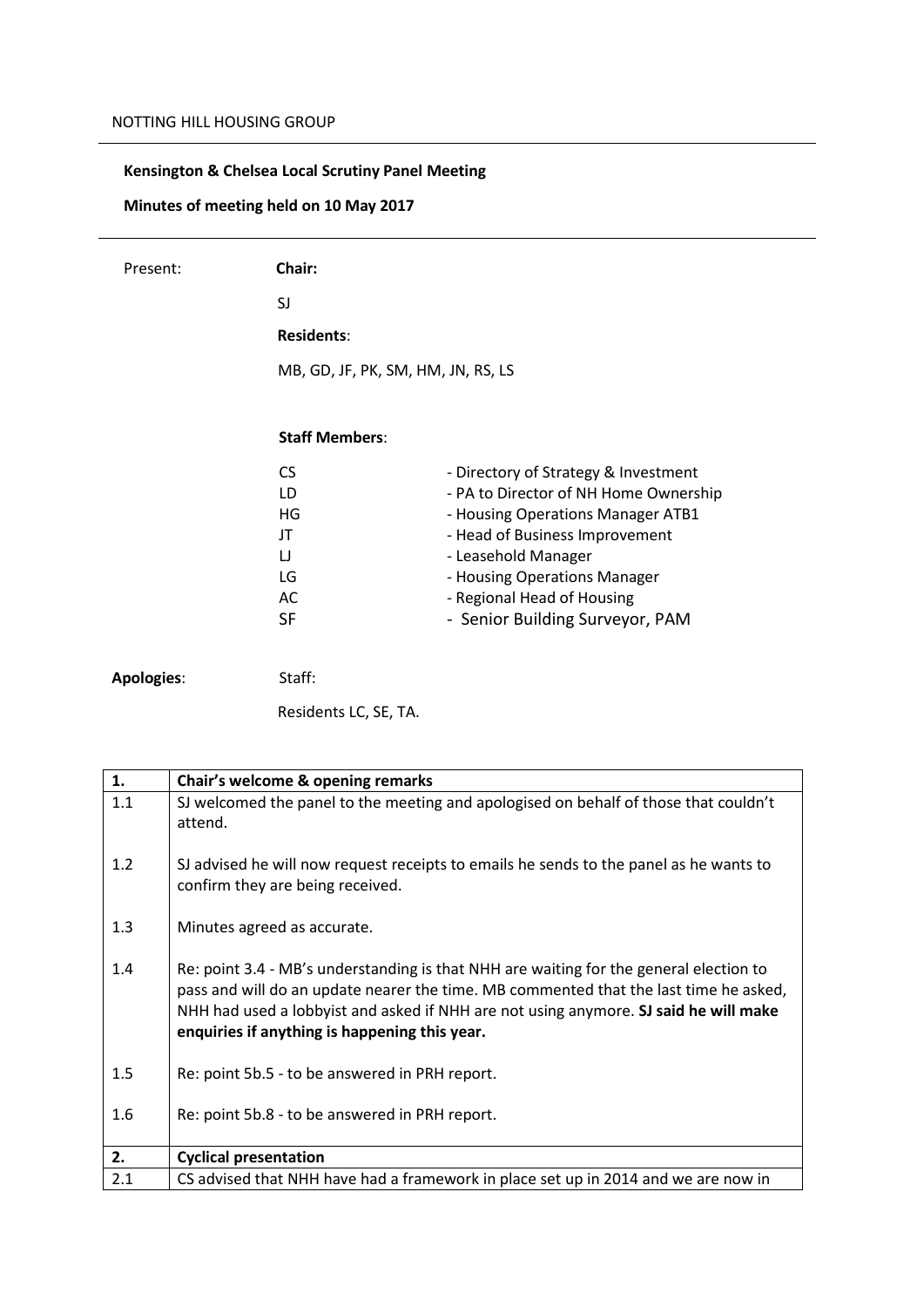NOTTING HILL HOUSING GROUP

**Kensington & Chelsea Local Scrutiny Panel Meeting**

**Minutes of meeting held on 10 May 2017**

Present: **Chair:**

SJ

**Residents**:

MB, GD, JF, PK, SM, HM, JN, RS, LS

**Staff Members**:

| | |
|---|---|
| CS | - Directory of Strategy & Investment |
| LD | - PA to Director of NH Home Ownership |
| HG | - Housing Operations Manager ATB1 |
| JT | - Head of Business Improvement |
| LJ | - Leasehold Manager |
| LG | - Housing Operations Manager |
| AC | - Regional Head of Housing |
| SF | - Senior Building Surveyor, PAM |

**Apologies**: Staff:

Residents LC, SE, TA.

| | |
|---|---|
| **1.** | **Chair's welcome & opening remarks** |
| 1.1 | SJ welcomed the panel to the meeting and apologised on behalf of those that couldn't attend. |
| 1.2 | SJ advised he will now request receipts to emails he sends to the panel as he wants to confirm they are being received. |
| 1.3 | Minutes agreed as accurate. |
| 1.4 | Re: point 3.4 - MB's understanding is that NHH are waiting for the general election to pass and will do an update nearer the time. MB commented that the last time he asked, NHH had used a lobbyist and asked if NHH are not using anymore. **SJ said he will make enquiries if anything is happening this year.** |
| 1.5 | Re: point 5b.5 - to be answered in PRH report. |
| 1.6 | Re: point 5b.8 - to be answered in PRH report. |
| **2.** | **Cyclical presentation** |
| 2.1 | CS advised that NHH have had a framework in place set up in 2014 and we are now in |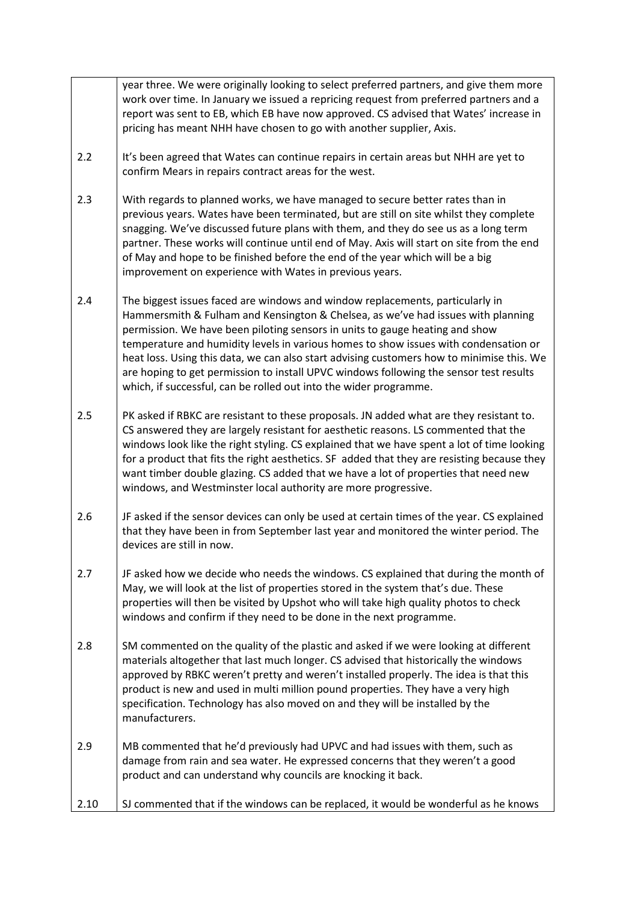| | |
|---|---|
| | year three. We were originally looking to select preferred partners, and give them more work over time. In January we issued a repricing request from preferred partners and a report was sent to EB, which EB have now approved. CS advised that Wates' increase in pricing has meant NHH have chosen to go with another supplier, Axis. |
| 2.2 | It's been agreed that Wates can continue repairs in certain areas but NHH are yet to confirm Mears in repairs contract areas for the west. |
| 2.3 | With regards to planned works, we have managed to secure better rates than in previous years. Wates have been terminated, but are still on site whilst they complete snagging. We've discussed future plans with them, and they do see us as a long term partner. These works will continue until end of May. Axis will start on site from the end of May and hope to be finished before the end of the year which will be a big improvement on experience with Wates in previous years. |
| 2.4 | The biggest issues faced are windows and window replacements, particularly in Hammersmith & Fulham and Kensington & Chelsea, as we've had issues with planning permission. We have been piloting sensors in units to gauge heating and show temperature and humidity levels in various homes to show issues with condensation or heat loss. Using this data, we can also start advising customers how to minimise this. We are hoping to get permission to install UPVC windows following the sensor test results which, if successful, can be rolled out into the wider programme. |
| 2.5 | PK asked if RBKC are resistant to these proposals. JN added what are they resistant to. CS answered they are largely resistant for aesthetic reasons. LS commented that the windows look like the right styling. CS explained that we have spent a lot of time looking for a product that fits the right aesthetics. SF added that they are resisting because they want timber double glazing. CS added that we have a lot of properties that need new windows, and Westminster local authority are more progressive. |
| 2.6 | JF asked if the sensor devices can only be used at certain times of the year. CS explained that they have been in from September last year and monitored the winter period. The devices are still in now. |
| 2.7 | JF asked how we decide who needs the windows. CS explained that during the month of May, we will look at the list of properties stored in the system that's due. These properties will then be visited by Upshot who will take high quality photos to check windows and confirm if they need to be done in the next programme. |
| 2.8 | SM commented on the quality of the plastic and asked if we were looking at different materials altogether that last much longer. CS advised that historically the windows approved by RBKC weren't pretty and weren't installed properly. The idea is that this product is new and used in multi million pound properties. They have a very high specification. Technology has also moved on and they will be installed by the manufacturers. |
| 2.9 | MB commented that he'd previously had UPVC and had issues with them, such as damage from rain and sea water. He expressed concerns that they weren't a good product and can understand why councils are knocking it back. |
| 2.10 | SJ commented that if the windows can be replaced, it would be wonderful as he knows |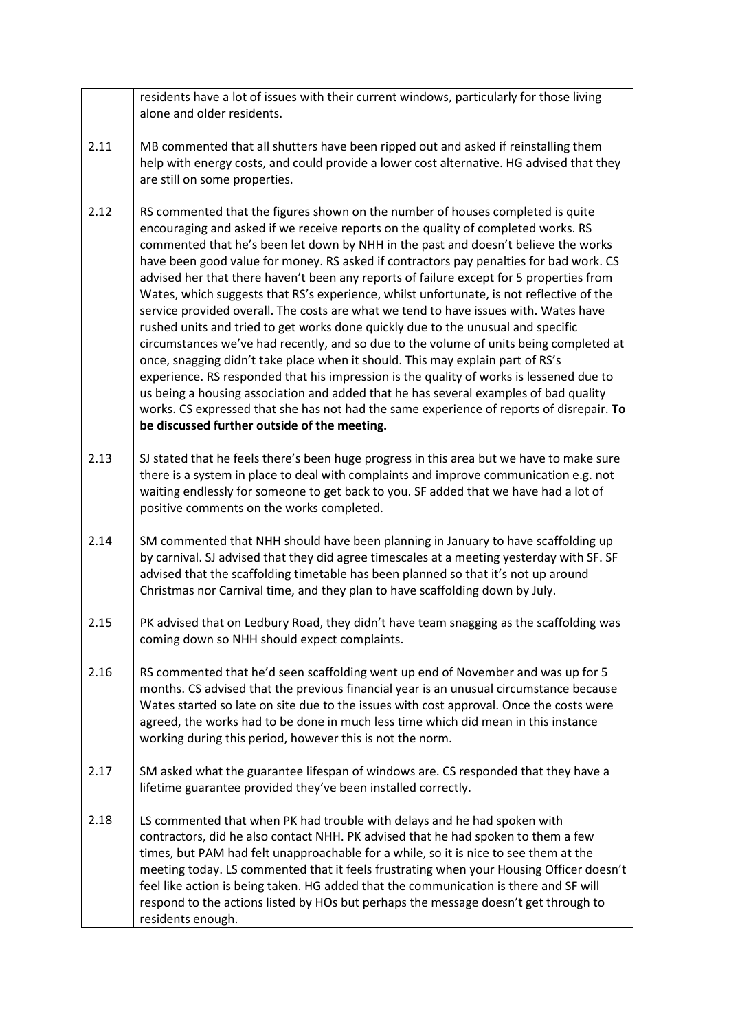|  | residents have a lot of issues with their current windows, particularly for those living alone and older residents. |
|---|---|
| 2.11 | MB commented that all shutters have been ripped out and asked if reinstalling them help with energy costs, and could provide a lower cost alternative. HG advised that they are still on some properties. |
| 2.12 | RS commented that the figures shown on the number of houses completed is quite encouraging and asked if we receive reports on the quality of completed works. RS commented that he's been let down by NHH in the past and doesn't believe the works have been good value for money. RS asked if contractors pay penalties for bad work. CS advised her that there haven't been any reports of failure except for 5 properties from Wates, which suggests that RS's experience, whilst unfortunate, is not reflective of the service provided overall. The costs are what we tend to have issues with. Wates have rushed units and tried to get works done quickly due to the unusual and specific circumstances we've had recently, and so due to the volume of units being completed at once, snagging didn't take place when it should. This may explain part of RS's experience. RS responded that his impression is the quality of works is lessened due to us being a housing association and added that he has several examples of bad quality works. CS expressed that she has not had the same experience of reports of disrepair. **To be discussed further outside of the meeting.** |
| 2.13 | SJ stated that he feels there's been huge progress in this area but we have to make sure there is a system in place to deal with complaints and improve communication e.g. not waiting endlessly for someone to get back to you. SF added that we have had a lot of positive comments on the works completed. |
| 2.14 | SM commented that NHH should have been planning in January to have scaffolding up by carnival. SJ advised that they did agree timescales at a meeting yesterday with SF. SF advised that the scaffolding timetable has been planned so that it's not up around Christmas nor Carnival time, and they plan to have scaffolding down by July. |
| 2.15 | PK advised that on Ledbury Road, they didn't have team snagging as the scaffolding was coming down so NHH should expect complaints. |
| 2.16 | RS commented that he'd seen scaffolding went up end of November and was up for 5 months. CS advised that the previous financial year is an unusual circumstance because Wates started so late on site due to the issues with cost approval. Once the costs were agreed, the works had to be done in much less time which did mean in this instance working during this period, however this is not the norm. |
| 2.17 | SM asked what the guarantee lifespan of windows are. CS responded that they have a lifetime guarantee provided they've been installed correctly. |
| 2.18 | LS commented that when PK had trouble with delays and he had spoken with contractors, did he also contact NHH. PK advised that he had spoken to them a few times, but PAM had felt unapproachable for a while, so it is nice to see them at the meeting today. LS commented that it feels frustrating when your Housing Officer doesn't feel like action is being taken. HG added that the communication is there and SF will respond to the actions listed by HOs but perhaps the message doesn't get through to residents enough. |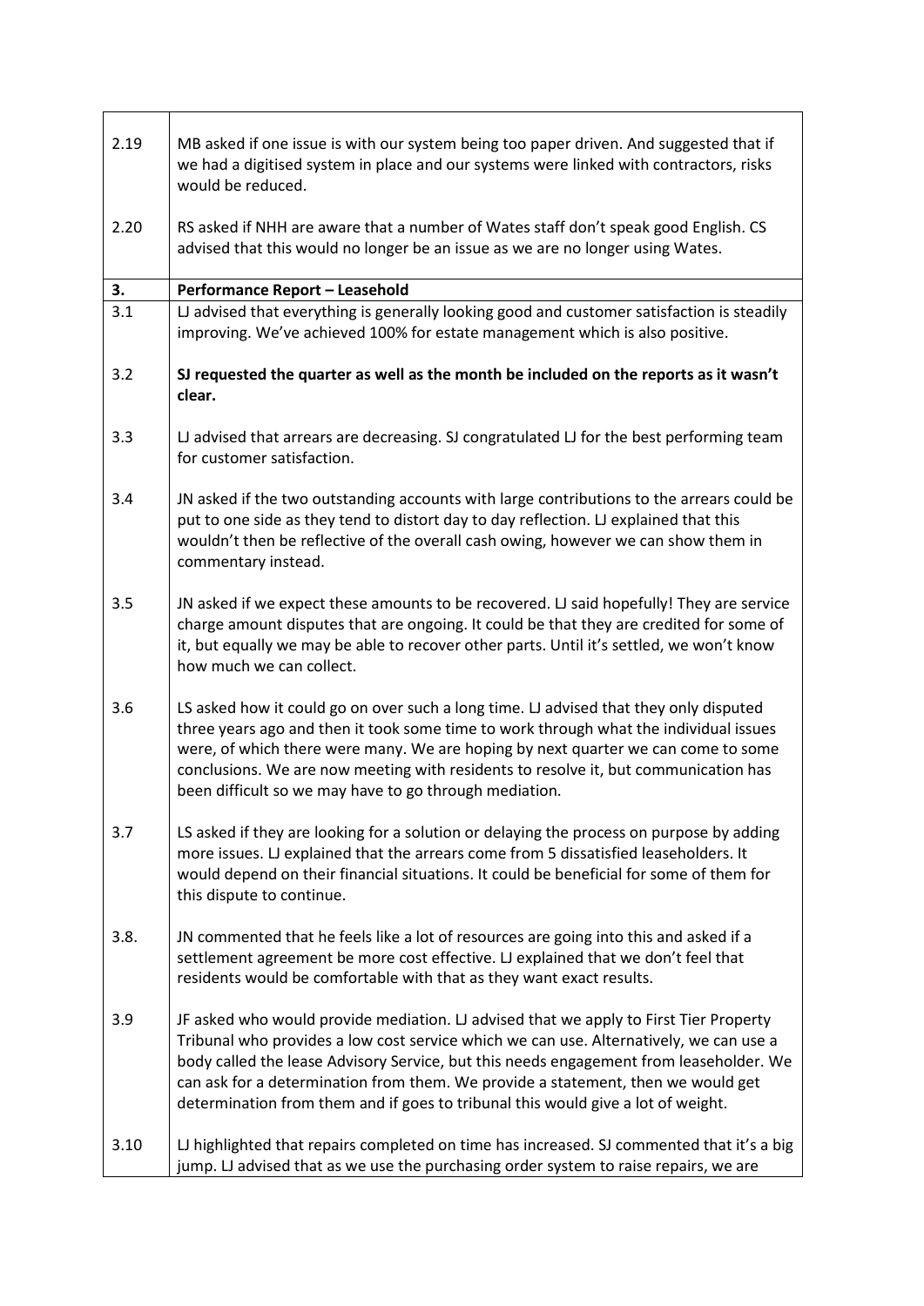| | |
|---|---|
| 2.19 | MB asked if one issue is with our system being too paper driven. And suggested that if we had a digitised system in place and our systems were linked with contractors, risks would be reduced. |
| 2.20 | RS asked if NHH are aware that a number of Wates staff don't speak good English. CS advised that this would no longer be an issue as we are no longer using Wates. |
| **3.** | **Performance Report – Leasehold** |
| 3.1 | LJ advised that everything is generally looking good and customer satisfaction is steadily improving. We've achieved 100% for estate management which is also positive. |
| 3.2 | **SJ requested the quarter as well as the month be included on the reports as it wasn't clear.** |
| 3.3 | LJ advised that arrears are decreasing. SJ congratulated LJ for the best performing team for customer satisfaction. |
| 3.4 | JN asked if the two outstanding accounts with large contributions to the arrears could be put to one side as they tend to distort day to day reflection. LJ explained that this wouldn't then be reflective of the overall cash owing, however we can show them in commentary instead. |
| 3.5 | JN asked if we expect these amounts to be recovered. LJ said hopefully! They are service charge amount disputes that are ongoing. It could be that they are credited for some of it, but equally we may be able to recover other parts. Until it's settled, we won't know how much we can collect. |
| 3.6 | LS asked how it could go on over such a long time. LJ advised that they only disputed three years ago and then it took some time to work through what the individual issues were, of which there were many. We are hoping by next quarter we can come to some conclusions. We are now meeting with residents to resolve it, but communication has been difficult so we may have to go through mediation. |
| 3.7 | LS asked if they are looking for a solution or delaying the process on purpose by adding more issues. LJ explained that the arrears come from 5 dissatisfied leaseholders. It would depend on their financial situations. It could be beneficial for some of them for this dispute to continue. |
| 3.8. | JN commented that he feels like a lot of resources are going into this and asked if a settlement agreement be more cost effective. LJ explained that we don't feel that residents would be comfortable with that as they want exact results. |
| 3.9 | JF asked who would provide mediation. LJ advised that we apply to First Tier Property Tribunal who provides a low cost service which we can use. Alternatively, we can use a body called the lease Advisory Service, but this needs engagement from leaseholder. We can ask for a determination from them. We provide a statement, then we would get determination from them and if goes to tribunal this would give a lot of weight. |
| 3.10 | LJ highlighted that repairs completed on time has increased. SJ commented that it's a big jump. LJ advised that as we use the purchasing order system to raise repairs, we are |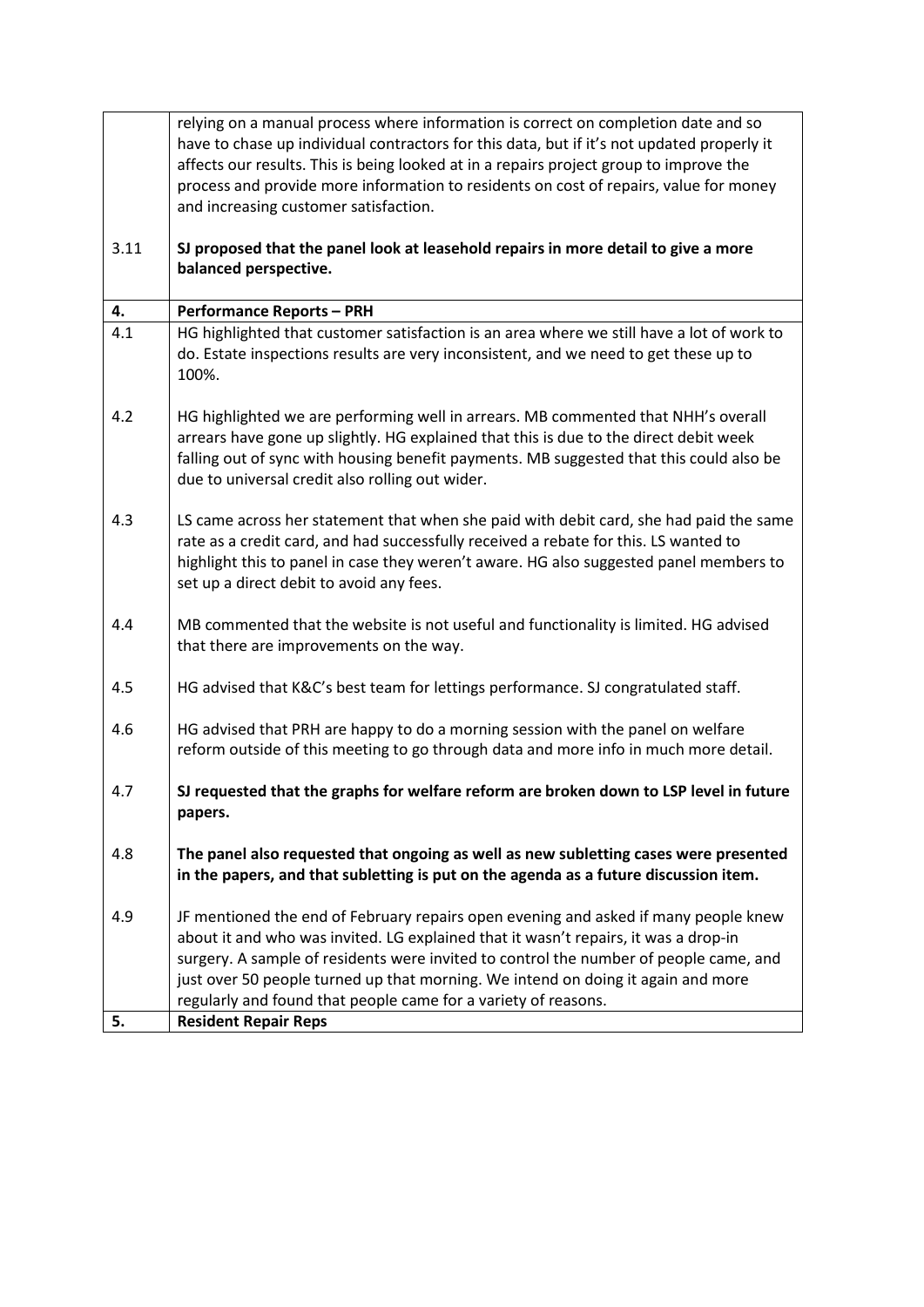| | |
|---|---|
| | relying on a manual process where information is correct on completion date and so have to chase up individual contractors for this data, but if it's not updated properly it affects our results. This is being looked at in a repairs project group to improve the process and provide more information to residents on cost of repairs, value for money and increasing customer satisfaction. |
| 3.11 | **SJ proposed that the panel look at leasehold repairs in more detail to give a more balanced perspective.** |
| **4.** | **Performance Reports – PRH** |
| 4.1 | HG highlighted that customer satisfaction is an area where we still have a lot of work to do. Estate inspections results are very inconsistent, and we need to get these up to 100%. |
| 4.2 | HG highlighted we are performing well in arrears. MB commented that NHH's overall arrears have gone up slightly. HG explained that this is due to the direct debit week falling out of sync with housing benefit payments. MB suggested that this could also be due to universal credit also rolling out wider. |
| 4.3 | LS came across her statement that when she paid with debit card, she had paid the same rate as a credit card, and had successfully received a rebate for this. LS wanted to highlight this to panel in case they weren't aware. HG also suggested panel members to set up a direct debit to avoid any fees. |
| 4.4 | MB commented that the website is not useful and functionality is limited. HG advised that there are improvements on the way. |
| 4.5 | HG advised that K&C's best team for lettings performance. SJ congratulated staff. |
| 4.6 | HG advised that PRH are happy to do a morning session with the panel on welfare reform outside of this meeting to go through data and more info in much more detail. |
| 4.7 | **SJ requested that the graphs for welfare reform are broken down to LSP level in future papers.** |
| 4.8 | **The panel also requested that ongoing as well as new subletting cases were presented in the papers, and that subletting is put on the agenda as a future discussion item.** |
| 4.9 | JF mentioned the end of February repairs open evening and asked if many people knew about it and who was invited. LG explained that it wasn't repairs, it was a drop-in surgery. A sample of residents were invited to control the number of people came, and just over 50 people turned up that morning. We intend on doing it again and more regularly and found that people came for a variety of reasons. |
| **5.** | **Resident Repair Reps** |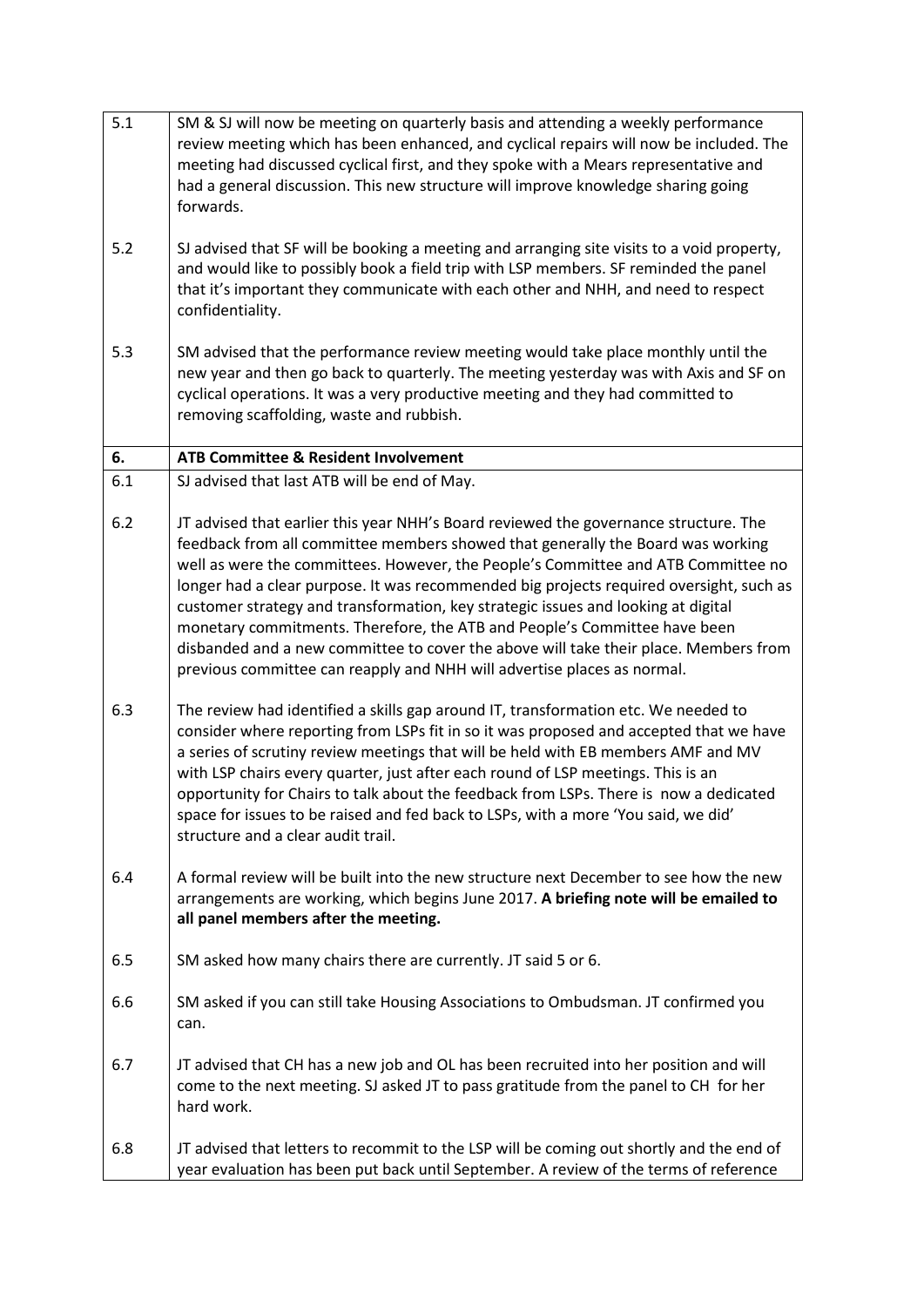| | |
|---|---|
| 5.1 | SM & SJ will now be meeting on quarterly basis and attending a weekly performance review meeting which has been enhanced, and cyclical repairs will now be included. The meeting had discussed cyclical first, and they spoke with a Mears representative and had a general discussion. This new structure will improve knowledge sharing going forwards. |
| 5.2 | SJ advised that SF will be booking a meeting and arranging site visits to a void property, and would like to possibly book a field trip with LSP members. SF reminded the panel that it's important they communicate with each other and NHH, and need to respect confidentiality. |
| 5.3 | SM advised that the performance review meeting would take place monthly until the new year and then go back to quarterly. The meeting yesterday was with Axis and SF on cyclical operations. It was a very productive meeting and they had committed to removing scaffolding, waste and rubbish. |
| **6.** | **ATB Committee & Resident Involvement** |
| 6.1 | SJ advised that last ATB will be end of May. |
| 6.2 | JT advised that earlier this year NHH's Board reviewed the governance structure. The feedback from all committee members showed that generally the Board was working well as were the committees. However, the People's Committee and ATB Committee no longer had a clear purpose. It was recommended big projects required oversight, such as customer strategy and transformation, key strategic issues and looking at digital monetary commitments. Therefore, the ATB and People's Committee have been disbanded and a new committee to cover the above will take their place. Members from previous committee can reapply and NHH will advertise places as normal. |
| 6.3 | The review had identified a skills gap around IT, transformation etc. We needed to consider where reporting from LSPs fit in so it was proposed and accepted that we have a series of scrutiny review meetings that will be held with EB members AMF and MV with LSP chairs every quarter, just after each round of LSP meetings. This is an opportunity for Chairs to talk about the feedback from LSPs. There is now a dedicated space for issues to be raised and fed back to LSPs, with a more 'You said, we did' structure and a clear audit trail. |
| 6.4 | A formal review will be built into the new structure next December to see how the new arrangements are working, which begins June 2017. **A briefing note will be emailed to all panel members after the meeting.** |
| 6.5 | SM asked how many chairs there are currently. JT said 5 or 6. |
| 6.6 | SM asked if you can still take Housing Associations to Ombudsman. JT confirmed you can. |
| 6.7 | JT advised that CH has a new job and OL has been recruited into her position and will come to the next meeting. SJ asked JT to pass gratitude from the panel to CH for her hard work. |
| 6.8 | JT advised that letters to recommit to the LSP will be coming out shortly and the end of year evaluation has been put back until September. A review of the terms of reference |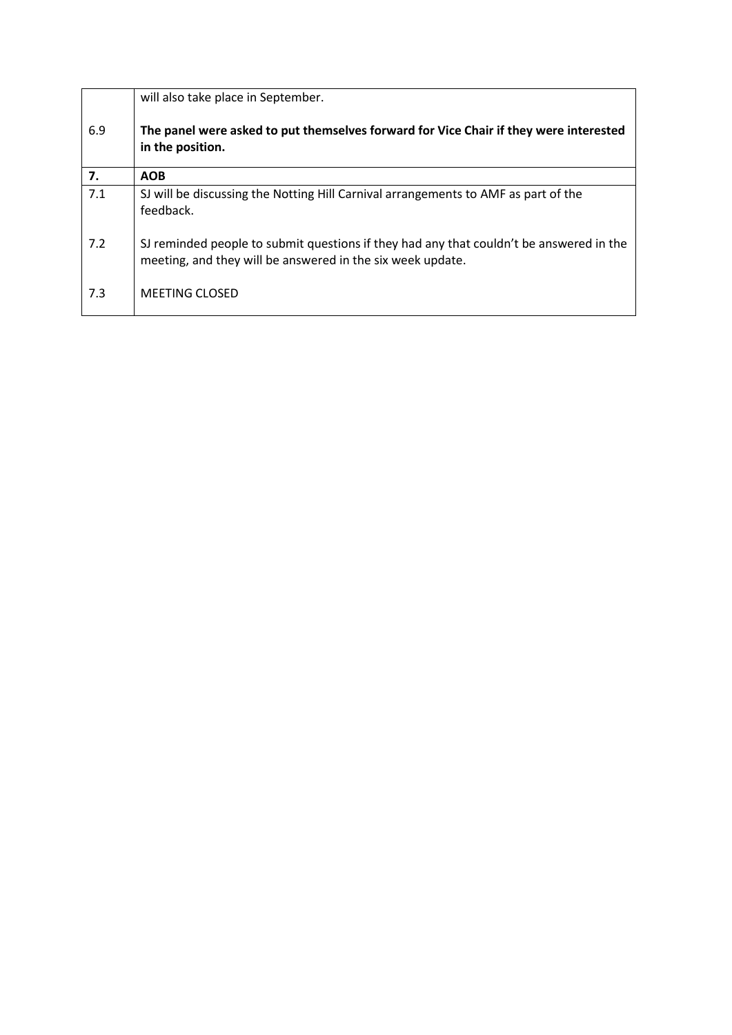| | |
|---|---|
| | will also take place in September. |
| 6.9 | **The panel were asked to put themselves forward for Vice Chair if they were interested in the position.** |
| **7.** | **AOB** |
| 7.1 | SJ will be discussing the Notting Hill Carnival arrangements to AMF as part of the feedback. |
| 7.2 | SJ reminded people to submit questions if they had any that couldn't be answered in the meeting, and they will be answered in the six week update. |
| 7.3 | MEETING CLOSED |